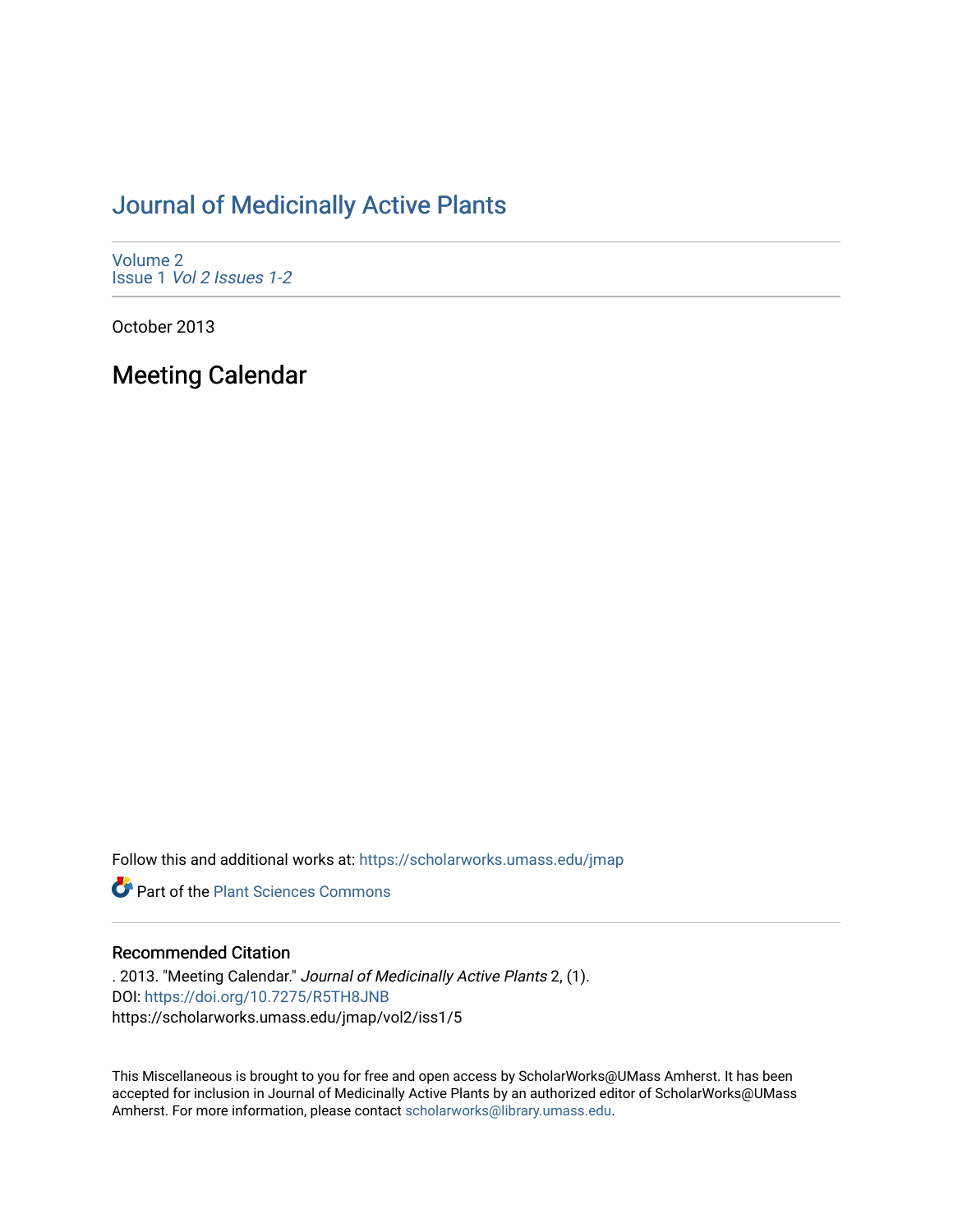# Journal of Medicinally Active Plants

Volume 2
Issue 1 *Vol 2 Issues 1-2*

October 2013

## Meeting Calendar

Follow this and additional works at: https://scholarworks.umass.edu/jmap

Part of the Plant Sciences Commons

### Recommended Citation

. 2013. "Meeting Calendar." *Journal of Medicinally Active Plants* 2, (1).
DOI: https://doi.org/10.7275/R5TH8JNB
https://scholarworks.umass.edu/jmap/vol2/iss1/5

This Miscellaneous is brought to you for free and open access by ScholarWorks@UMass Amherst. It has been accepted for inclusion in Journal of Medicinally Active Plants by an authorized editor of ScholarWorks@UMass Amherst. For more information, please contact scholarworks@library.umass.edu.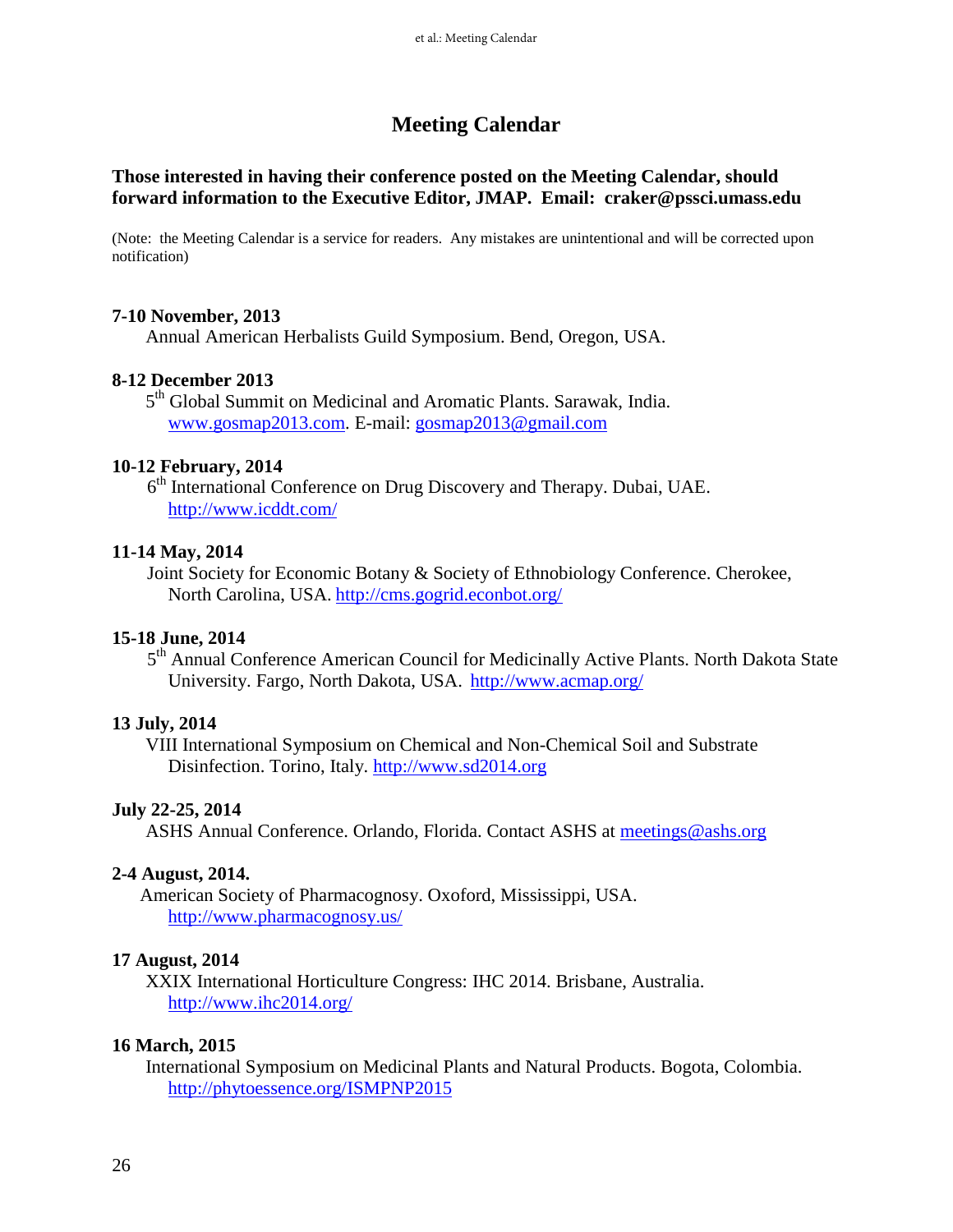# Meeting Calendar

**Those interested in having their conference posted on the Meeting Calendar, should forward information to the Executive Editor, JMAP. Email: craker@pssci.umass.edu**

(Note: the Meeting Calendar is a service for readers. Any mistakes are unintentional and will be corrected upon notification)

**7-10 November, 2013**
Annual American Herbalists Guild Symposium. Bend, Oregon, USA.

**8-12 December 2013**
5th Global Summit on Medicinal and Aromatic Plants. Sarawak, India. www.gosmap2013.com. E-mail: gosmap2013@gmail.com

**10-12 February, 2014**
6th International Conference on Drug Discovery and Therapy. Dubai, UAE. http://www.icddt.com/

**11-14 May, 2014**
Joint Society for Economic Botany & Society of Ethnobiology Conference. Cherokee, North Carolina, USA. http://cms.gogrid.econbot.org/

**15-18 June, 2014**
5th Annual Conference American Council for Medicinally Active Plants. North Dakota State University. Fargo, North Dakota, USA. http://www.acmap.org/

**13 July, 2014**
VIII International Symposium on Chemical and Non-Chemical Soil and Substrate Disinfection. Torino, Italy. http://www.sd2014.org

**July 22-25, 2014**
ASHS Annual Conference. Orlando, Florida. Contact ASHS at meetings@ashs.org

**2-4 August, 2014.**
American Society of Pharmacognosy. Oxoford, Mississippi, USA. http://www.pharmacognosy.us/

**17 August, 2014**
XXIX International Horticulture Congress: IHC 2014. Brisbane, Australia. http://www.ihc2014.org/

**16 March, 2015**
International Symposium on Medicinal Plants and Natural Products. Bogota, Colombia. http://phytoessence.org/ISMPNP2015